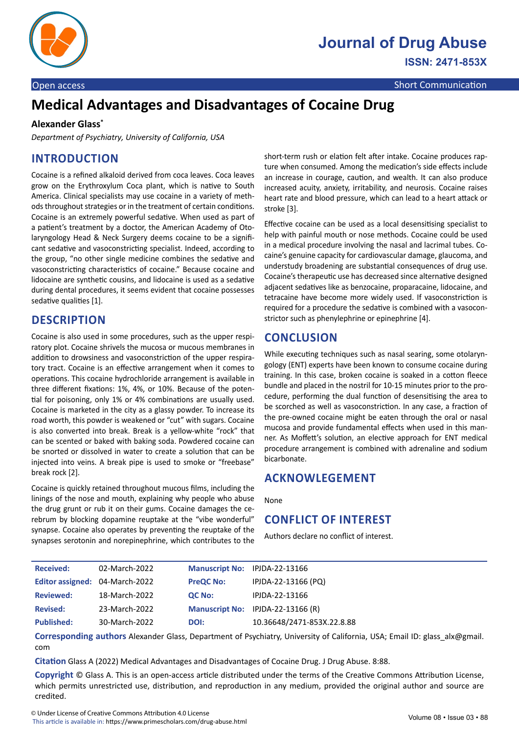# Medical Advantages and Disadvantages of Cocaine Drug

**Alexander Glass***

*Department of Psychiatry, University of California, USA*

## INTRODUCTION

Cocaine is a refined alkaloid derived from coca leaves. Coca leaves grow on the Erythroxylum Coca plant, which is native to South America. Clinical specialists may use cocaine in a variety of methods throughout strategies or in the treatment of certain conditions. Cocaine is an extremely powerful sedative. When used as part of a patient's treatment by a doctor, the American Academy of Otolaryngology Head & Neck Surgery deems cocaine to be a significant sedative and vasoconstricting specialist. Indeed, according to the group, "no other single medicine combines the sedative and vasoconstricting characteristics of cocaine." Because cocaine and lidocaine are synthetic cousins, and lidocaine is used as a sedative during dental procedures, it seems evident that cocaine possesses sedative qualities [1].

## DESCRIPTION

Cocaine is also used in some procedures, such as the upper respiratory plot. Cocaine shrivels the mucosa or mucous membranes in addition to drowsiness and vasoconstriction of the upper respiratory tract. Cocaine is an effective arrangement when it comes to operations. This cocaine hydrochloride arrangement is available in three different fixations: 1%, 4%, or 10%. Because of the potential for poisoning, only 1% or 4% combinations are usually used. Cocaine is marketed in the city as a glassy powder. To increase its road worth, this powder is weakened or "cut" with sugars. Cocaine is also converted into break. Break is a yellow-white "rock" that can be scented or baked with baking soda. Powdered cocaine can be snorted or dissolved in water to create a solution that can be injected into veins. A break pipe is used to smoke or "freebase" break rock [2].

Cocaine is quickly retained throughout mucous films, including the linings of the nose and mouth, explaining why people who abuse the drug grunt or rub it on their gums. Cocaine damages the cerebrum by blocking dopamine reuptake at the "vibe wonderful" synapse. Cocaine also operates by preventing the reuptake of the synapses serotonin and norepinephrine, which contributes to the short-term rush or elation felt after intake. Cocaine produces rapture when consumed. Among the medication's side effects include an increase in courage, caution, and wealth. It can also produce increased acuity, anxiety, irritability, and neurosis. Cocaine raises heart rate and blood pressure, which can lead to a heart attack or stroke [3].

Effective cocaine can be used as a local desensitising specialist to help with painful mouth or nose methods. Cocaine could be used in a medical procedure involving the nasal and lacrimal tubes. Cocaine's genuine capacity for cardiovascular damage, glaucoma, and understudy broadening are substantial consequences of drug use. Cocaine's therapeutic use has decreased since alternative designed adjacent sedatives like as benzocaine, proparacaine, lidocaine, and tetracaine have become more widely used. If vasoconstriction is required for a procedure the sedative is combined with a vasoconstrictor such as phenylephrine or epinephrine [4].

## CONCLUSION

While executing techniques such as nasal searing, some otolaryngology (ENT) experts have been known to consume cocaine during training. In this case, broken cocaine is soaked in a cotton fleece bundle and placed in the nostril for 10-15 minutes prior to the procedure, performing the dual function of desensitising the area to be scorched as well as vasoconstriction. In any case, a fraction of the pre-owned cocaine might be eaten through the oral or nasal mucosa and provide fundamental effects when used in this manner. As Moffett's solution, an elective approach for ENT medical procedure arrangement is combined with adrenaline and sodium bicarbonate.

## ACKNOWLEGEMENT

None

## CONFLICT OF INTEREST

Authors declare no conflict of interest.

| | | | |
|---|---|---|---|
| **Received:** | 02-March-2022 | **Manuscript No:** | IPJDA-22-13166 |
| **Editor assigned:** | 04-March-2022 | **PreQC No:** | IPJDA-22-13166 (PQ) |
| **Reviewed:** | 18-March-2022 | **QC No:** | IPJDA-22-13166 |
| **Revised:** | 23-March-2022 | **Manuscript No:** | IPJDA-22-13166 (R) |
| **Published:** | 30-March-2022 | **DOI:** | 10.36648/2471-853X.22.8.88 |

**Corresponding authors** Alexander Glass, Department of Psychiatry, University of California, USA; Email ID: glass_alx@gmail.com

**Citation** Glass A (2022) Medical Advantages and Disadvantages of Cocaine Drug. J Drug Abuse. 8:88.

**Copyright** © Glass A. This is an open-access article distributed under the terms of the Creative Commons Attribution License, which permits unrestricted use, distribution, and reproduction in any medium, provided the original author and source are credited.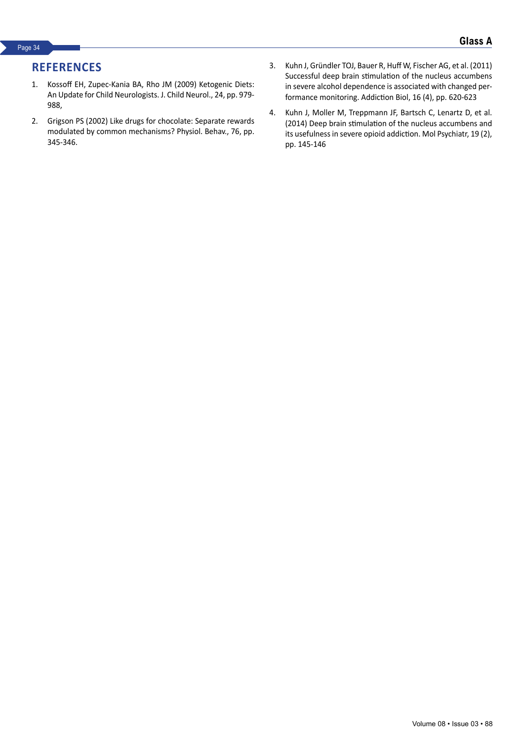## REFERENCES

1. Kossoff EH, Zupec-Kania BA, Rho JM (2009) Ketogenic Diets: An Update for Child Neurologists. J. Child Neurol., 24, pp. 979-988,
2. Grigson PS (2002) Like drugs for chocolate: Separate rewards modulated by common mechanisms? Physiol. Behav., 76, pp. 345-346.
3. Kuhn J, Gründler TOJ, Bauer R, Huff W, Fischer AG, et al. (2011) Successful deep brain stimulation of the nucleus accumbens in severe alcohol dependence is associated with changed performance monitoring. Addiction Biol, 16 (4), pp. 620-623
4. Kuhn J, Moller M, Treppmann JF, Bartsch C, Lenartz D, et al. (2014) Deep brain stimulation of the nucleus accumbens and its usefulness in severe opioid addiction. Mol Psychiatr, 19 (2), pp. 145-146